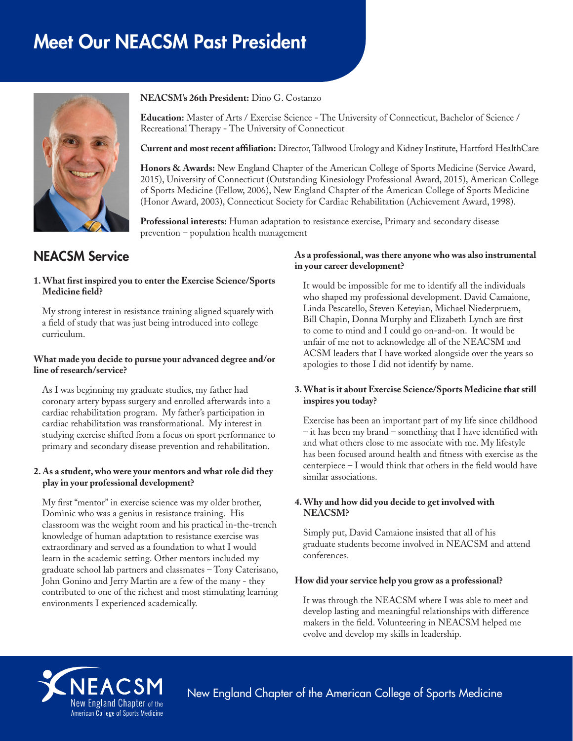# Meet Our NEACSM Past President

**NEACSM's 26th President:** Dino G. Costanzo

**Education:** Master of Arts / Exercise Science - The University of Connecticut, Bachelor of Science / Recreational Therapy - The University of Connecticut

**Current and most recent affiliation:** Director, Tallwood Urology and Kidney Institute, Hartford HealthCare

**Honors & Awards:** New England Chapter of the American College of Sports Medicine (Service Award, 2015), University of Connecticut (Outstanding Kinesiology Professional Award, 2015), American College of Sports Medicine (Fellow, 2006), New England Chapter of the American College of Sports Medicine (Honor Award, 2003), Connecticut Society for Cardiac Rehabilitation (Achievement Award, 1998).

**Professional interests:** Human adaptation to resistance exercise, Primary and secondary disease prevention – population health management

## NEACSM Service

**1. What first inspired you to enter the Exercise Science/Sports Medicine field?**

My strong interest in resistance training aligned squarely with a field of study that was just being introduced into college curriculum.

**What made you decide to pursue your advanced degree and/or line of research/service?**

As I was beginning my graduate studies, my father had coronary artery bypass surgery and enrolled afterwards into a cardiac rehabilitation program. My father's participation in cardiac rehabilitation was transformational. My interest in studying exercise shifted from a focus on sport performance to primary and secondary disease prevention and rehabilitation.

**2. As a student, who were your mentors and what role did they play in your professional development?**

My first "mentor" in exercise science was my older brother, Dominic who was a genius in resistance training. His classroom was the weight room and his practical in-the-trench knowledge of human adaptation to resistance exercise was extraordinary and served as a foundation to what I would learn in the academic setting. Other mentors included my graduate school lab partners and classmates – Tony Caterisano, John Gonino and Jerry Martin are a few of the many - they contributed to one of the richest and most stimulating learning environments I experienced academically.

**As a professional, was there anyone who was also instrumental in your career development?**

It would be impossible for me to identify all the individuals who shaped my professional development. David Camaione, Linda Pescatello, Steven Keteyian, Michael Niederpruem, Bill Chapin, Donna Murphy and Elizabeth Lynch are first to come to mind and I could go on-and-on. It would be unfair of me not to acknowledge all of the NEACSM and ACSM leaders that I have worked alongside over the years so apologies to those I did not identify by name.

**3. What is it about Exercise Science/Sports Medicine that still inspires you today?**

Exercise has been an important part of my life since childhood – it has been my brand – something that I have identified with and what others close to me associate with me. My lifestyle has been focused around health and fitness with exercise as the centerpiece – I would think that others in the field would have similar associations.

**4. Why and how did you decide to get involved with NEACSM?**

Simply put, David Camaione insisted that all of his graduate students become involved in NEACSM and attend conferences.

**How did your service help you grow as a professional?**

It was through the NEACSM where I was able to meet and develop lasting and meaningful relationships with difference makers in the field. Volunteering in NEACSM helped me evolve and develop my skills in leadership.

NEACSM New England Chapter of the American College of Sports Medicine

New England Chapter of the American College of Sports Medicine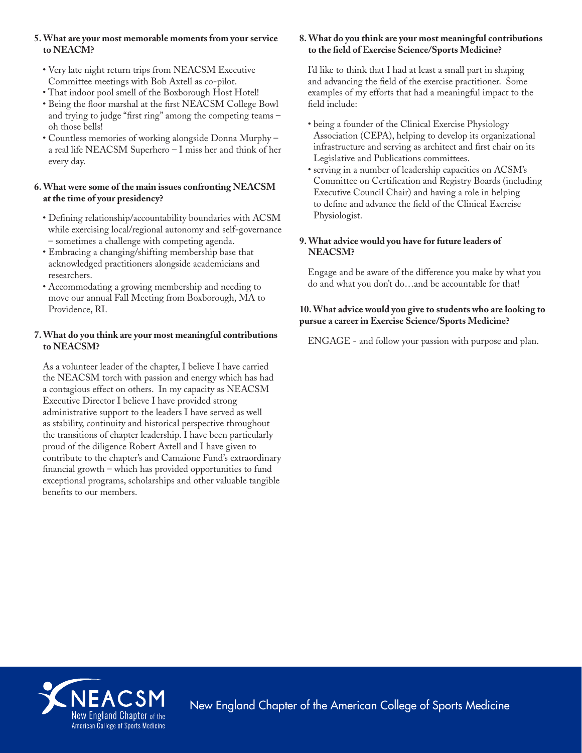**5. What are your most memorable moments from your service to NEACM?**

- Very late night return trips from NEACSM Executive Committee meetings with Bob Axtell as co-pilot.
- That indoor pool smell of the Boxborough Host Hotel!
- Being the floor marshal at the first NEACSM College Bowl and trying to judge "first ring" among the competing teams – oh those bells!
- Countless memories of working alongside Donna Murphy – a real life NEACSM Superhero – I miss her and think of her every day.

**6. What were some of the main issues confronting NEACSM at the time of your presidency?**

- Defining relationship/accountability boundaries with ACSM while exercising local/regional autonomy and self-governance – sometimes a challenge with competing agenda.
- Embracing a changing/shifting membership base that acknowledged practitioners alongside academicians and researchers.
- Accommodating a growing membership and needing to move our annual Fall Meeting from Boxborough, MA to Providence, RI.

**7. What do you think are your most meaningful contributions to NEACSM?**

As a volunteer leader of the chapter, I believe I have carried the NEACSM torch with passion and energy which has had a contagious effect on others. In my capacity as NEACSM Executive Director I believe I have provided strong administrative support to the leaders I have served as well as stability, continuity and historical perspective throughout the transitions of chapter leadership. I have been particularly proud of the diligence Robert Axtell and I have given to contribute to the chapter's and Camaione Fund's extraordinary financial growth – which has provided opportunities to fund exceptional programs, scholarships and other valuable tangible benefits to our members.

**8. What do you think are your most meaningful contributions to the field of Exercise Science/Sports Medicine?**

I'd like to think that I had at least a small part in shaping and advancing the field of the exercise practitioner. Some examples of my efforts that had a meaningful impact to the field include:

- being a founder of the Clinical Exercise Physiology Association (CEPA), helping to develop its organizational infrastructure and serving as architect and first chair on its Legislative and Publications committees.
- serving in a number of leadership capacities on ACSM's Committee on Certification and Registry Boards (including Executive Council Chair) and having a role in helping to define and advance the field of the Clinical Exercise Physiologist.

**9. What advice would you have for future leaders of NEACSM?**

Engage and be aware of the difference you make by what you do and what you don't do…and be accountable for that!

**10. What advice would you give to students who are looking to pursue a career in Exercise Science/Sports Medicine?**

ENGAGE - and follow your passion with purpose and plan.

NEACSM New England Chapter of the American College of Sports Medicine

New England Chapter of the American College of Sports Medicine